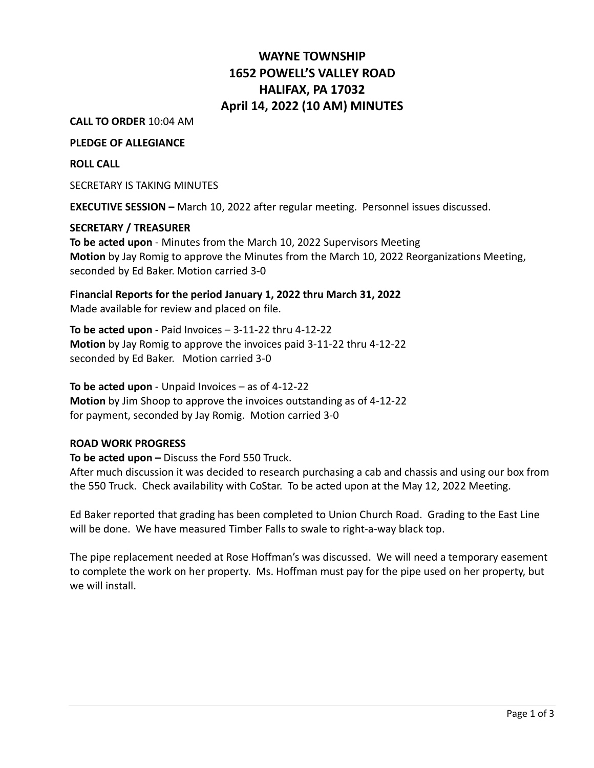# WAYNE TOWNSHIP
# 1652 POWELL'S VALLEY ROAD
# HALIFAX, PA 17032
# April 14, 2022 (10 AM) MINUTES

**CALL TO ORDER** 10:04 AM

**PLEDGE OF ALLEGIANCE**

**ROLL CALL**

SECRETARY IS TAKING MINUTES

**EXECUTIVE SESSION –** March 10, 2022 after regular meeting. Personnel issues discussed.

**SECRETARY / TREASURER**
**To be acted upon** - Minutes from the March 10, 2022 Supervisors Meeting
**Motion** by Jay Romig to approve the Minutes from the March 10, 2022 Reorganizations Meeting, seconded by Ed Baker. Motion carried 3-0

**Financial Reports for the period January 1, 2022 thru March 31, 2022**
Made available for review and placed on file.

**To be acted upon** - Paid Invoices – 3-11-22 thru 4-12-22
**Motion** by Jay Romig to approve the invoices paid 3-11-22 thru 4-12-22 seconded by Ed Baker. Motion carried 3-0

**To be acted upon** - Unpaid Invoices – as of 4-12-22
**Motion** by Jim Shoop to approve the invoices outstanding as of 4-12-22 for payment, seconded by Jay Romig. Motion carried 3-0

**ROAD WORK PROGRESS**
**To be acted upon –** Discuss the Ford 550 Truck.
After much discussion it was decided to research purchasing a cab and chassis and using our box from the 550 Truck. Check availability with CoStar. To be acted upon at the May 12, 2022 Meeting.

Ed Baker reported that grading has been completed to Union Church Road. Grading to the East Line will be done. We have measured Timber Falls to swale to right-a-way black top.

The pipe replacement needed at Rose Hoffman's was discussed. We will need a temporary easement to complete the work on her property. Ms. Hoffman must pay for the pipe used on her property, but we will install.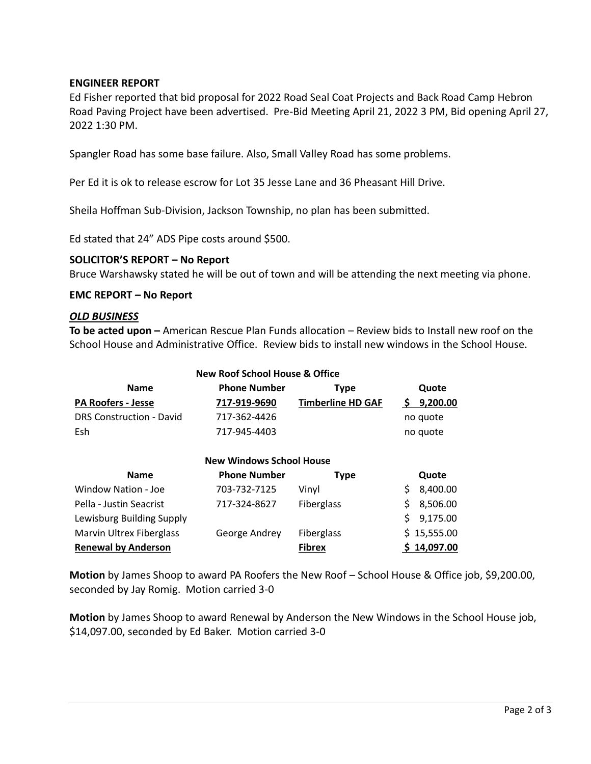**ENGINEER REPORT**

Ed Fisher reported that bid proposal for 2022 Road Seal Coat Projects and Back Road Camp Hebron Road Paving Project have been advertised. Pre-Bid Meeting April 21, 2022 3 PM, Bid opening April 27, 2022 1:30 PM.

Spangler Road has some base failure. Also, Small Valley Road has some problems.

Per Ed it is ok to release escrow for Lot 35 Jesse Lane and 36 Pheasant Hill Drive.

Sheila Hoffman Sub-Division, Jackson Township, no plan has been submitted.

Ed stated that 24" ADS Pipe costs around $500.

**SOLICITOR'S REPORT – No Report**

Bruce Warshawsky stated he will be out of town and will be attending the next meeting via phone.

**EMC REPORT – No Report**

***OLD BUSINESS***

**To be acted upon –** American Rescue Plan Funds allocation – Review bids to Install new roof on the School House and Administrative Office. Review bids to install new windows in the School House.

**New Roof School House & Office**

| Name | Phone Number | Type | Quote |
|---|---|---|---|
| **PA Roofers - Jesse** | **717-919-9690** | **Timberline HD GAF** | **$ 9,200.00** |
| DRS Construction - David | 717-362-4426 | | no quote |
| Esh | 717-945-4403 | | no quote |

**New Windows School House**

| Name | Phone Number | Type | Quote |
|---|---|---|---|
| Window Nation - Joe | 703-732-7125 | Vinyl | $ 8,400.00 |
| Pella - Justin Seacrist | 717-324-8627 | Fiberglass | $ 8,506.00 |
| Lewisburg Building Supply | | | $ 9,175.00 |
| Marvin Ultrex Fiberglass | George Andrey | Fiberglass | $ 15,555.00 |
| **Renewal by Anderson** | | **Fibrex** | **$ 14,097.00** |

**Motion** by James Shoop to award PA Roofers the New Roof – School House & Office job, $9,200.00, seconded by Jay Romig. Motion carried 3-0

**Motion** by James Shoop to award Renewal by Anderson the New Windows in the School House job, $14,097.00, seconded by Ed Baker. Motion carried 3-0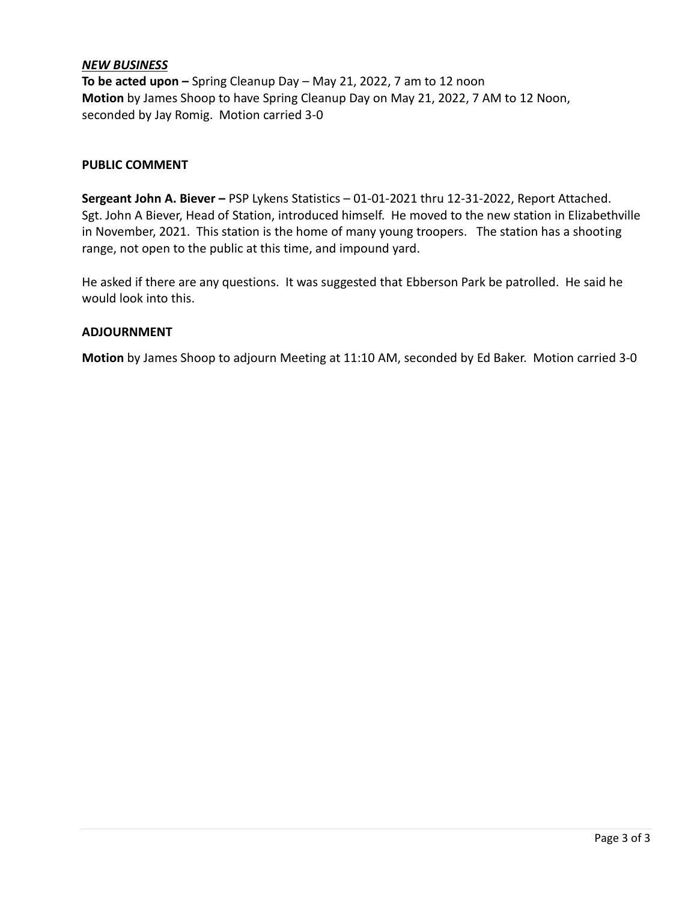***NEW BUSINESS***

**To be acted upon –** Spring Cleanup Day – May 21, 2022, 7 am to 12 noon
**Motion** by James Shoop to have Spring Cleanup Day on May 21, 2022, 7 AM to 12 Noon, seconded by Jay Romig. Motion carried 3-0

**PUBLIC COMMENT**

**Sergeant John A. Biever –** PSP Lykens Statistics – 01-01-2021 thru 12-31-2022, Report Attached. Sgt. John A Biever, Head of Station, introduced himself. He moved to the new station in Elizabethville in November, 2021. This station is the home of many young troopers. The station has a shooting range, not open to the public at this time, and impound yard.

He asked if there are any questions. It was suggested that Ebberson Park be patrolled. He said he would look into this.

**ADJOURNMENT**

**Motion** by James Shoop to adjourn Meeting at 11:10 AM, seconded by Ed Baker. Motion carried 3-0